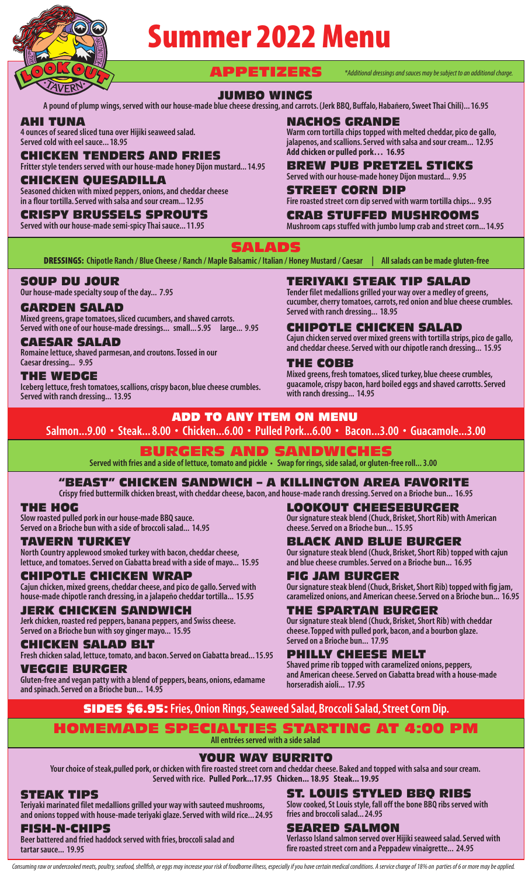# Summer 2022 Menu

## APPETIZERS

*\*Additional dressings and sauces may be subject to an additional charge.*

### JUMBO WINGS

A pound of plump wings, served with our house-made blue cheese dressing, and carrots. (Jerk BBQ, Buffalo, Habañero, Sweet Thai Chili)... 16.95

### AHI TUNA

4 ounces of seared sliced tuna over Hijiki seaweed salad. Served cold with eel sauce... 18.95

### CHICKEN TENDERS AND FRIES

Fritter style tenders served with our house-made honey Dijon mustard... 14.95

### CHICKEN QUESADILLA

Seasoned chicken with mixed peppers, onions, and cheddar cheese in a flour tortilla. Served with salsa and sour cream... 12.95

### CRISPY BRUSSELS SPROUTS

Served with our house-made semi-spicy Thai sauce... 11.95

### NACHOS GRANDE

Warm corn tortilla chips topped with melted cheddar, pico de gallo, jalapenos, and scallions. Served with salsa and sour cream... 12.95
**Add chicken or pulled pork… 16.95**

### BREW PUB PRETZEL STICKS

Served with our house-made honey Dijon mustard... 9.95

### STREET CORN DIP

Fire roasted street corn dip served with warm tortilla chips... 9.95

### CRAB STUFFED MUSHROOMS

Mushroom caps stuffed with jumbo lump crab and street corn... 14.95

## SALADS

**DRESSINGS:** Chipotle Ranch / Blue Cheese / Ranch / Maple Balsamic / Italian / Honey Mustard / Caesar | All salads can be made gluten-free

### SOUP DU JOUR

Our house-made specialty soup of the day... 7.95

### GARDEN SALAD

Mixed greens, grape tomatoes, sliced cucumbers, and shaved carrots. Served with one of our house-made dressings... small... 5.95 large... 9.95

### CAESAR SALAD

Romaine lettuce, shaved parmesan, and croutons. Tossed in our Caesar dressing... 9.95

### THE WEDGE

Iceberg lettuce, fresh tomatoes, scallions, crispy bacon, blue cheese crumbles. Served with ranch dressing... 13.95

### TERIYAKI STEAK TIP SALAD

Tender filet medallions grilled your way over a medley of greens, cucumber, cherry tomatoes, carrots, red onion and blue cheese crumbles. Served with ranch dressing... 18.95

### CHIPOTLE CHICKEN SALAD

Cajun chicken served over mixed greens with tortilla strips, pico de gallo, and cheddar cheese. Served with our chipotle ranch dressing... 15.95

### THE COBB

Mixed greens, fresh tomatoes, sliced turkey, blue cheese crumbles, guacamole, crispy bacon, hard boiled eggs and shaved carrotts. Served with ranch dressing... 14.95

## ADD TO ANY ITEM ON MENU

Salmon...9.00 • Steak... 8.00 • Chicken...6.00 • Pulled Pork...6.00 • Bacon...3.00 • Guacamole...3.00

## BURGERS AND SANDWICHES

Served with fries and a side of lettuce, tomato and pickle • Swap for rings, side salad, or gluten-free roll... 3.00

### "BEAST" CHICKEN SANDWICH – A KILLINGTON AREA FAVORITE

Crispy fried buttermilk chicken breast, with cheddar cheese, bacon, and house-made ranch dressing. Served on a Brioche bun... 16.95

### THE HOG

Slow roasted pulled pork in our house-made BBQ sauce. Served on a Brioche bun with a side of broccoli salad... 14.95

### TAVERN TURKEY

North Country applewood smoked turkey with bacon, cheddar cheese, lettuce, and tomatoes. Served on Ciabatta bread with a side of mayo... 15.95

### CHIPOTLE CHICKEN WRAP

Cajun chicken, mixed greens, cheddar cheese, and pico de gallo. Served with house-made chipotle ranch dressing, in a jalapeño cheddar tortilla... 15.95

### JERK CHICKEN SANDWICH

Jerk chicken, roasted red peppers, banana peppers, and Swiss cheese. Served on a Brioche bun with soy ginger mayo... 15.95

### CHICKEN SALAD BLT

Fresh chicken salad, lettuce, tomato, and bacon. Served on Ciabatta bread... 15.95

### VEGGIE BURGER

Gluten-free and vegan patty with a blend of peppers, beans, onions, edamame and spinach. Served on a Brioche bun... 14.95

### LOOKOUT CHEESEBURGER

Our signature steak blend (Chuck, Brisket, Short Rib) with American cheese. Served on a Brioche bun... 15.95

### BLACK AND BLUE BURGER

Our signature steak blend (Chuck, Brisket, Short Rib) topped with cajun and blue cheese crumbles. Served on a Brioche bun... 16.95

### FIG JAM BURGER

Our signature steak blend (Chuck, Brisket, Short Rib) topped with fig jam, caramelized onions, and American cheese. Served on a Brioche bun... 16.95

### THE SPARTAN BURGER

Our signature steak blend (Chuck, Brisket, Short Rib) with cheddar cheese. Topped with pulled pork, bacon, and a bourbon glaze. Served on a Brioche bun... 17.95

### PHILLY CHEESE MELT

Shaved prime rib topped with caramelized onions, peppers, and American cheese. Served on Ciabatta bread with a house-made horseradish aioli... 17.95

## SIDES $6.95: Fries, Onion Rings, Seaweed Salad, Broccoli Salad, Street Corn Dip.

## HOMEMADE SPECIALTIES STARTING AT 4:00 PM

All entrées served with a side salad

### YOUR WAY BURRITO

Your choice of steak, pulled pork, or chicken with fire roasted street corn and cheddar cheese. Baked and topped with salsa and sour cream. Served with rice. **Pulled Pork...17.95 Chicken... 18.95 Steak... 19.95**

### STEAK TIPS

Teriyaki marinated filet medallions grilled your way with sauteed mushrooms, and onions topped with house-made teriyaki glaze. Served with wild rice... 24.95

### FISH-N-CHIPS

Beer battered and fried haddock served with fries, broccoli salad and tartar sauce... 19.95

### ST. LOUIS STYLED BBQ RIBS

Slow cooked, St Louis style, fall off the bone BBQ ribs served with fries and broccoli salad... 24.95

### SEARED SALMON

Verlasso Island salmon served over Hijiki seaweed salad. Served with fire roasted street corn and a Peppadew vinaigrette... 24.95

*Consuming raw or undercooked meats, poultry, seafood, shellfish, or eggs may increase your risk of foodborne illness, especially if you have certain medical conditions. A service charge of 18% on parties of 6 or more may be applied.*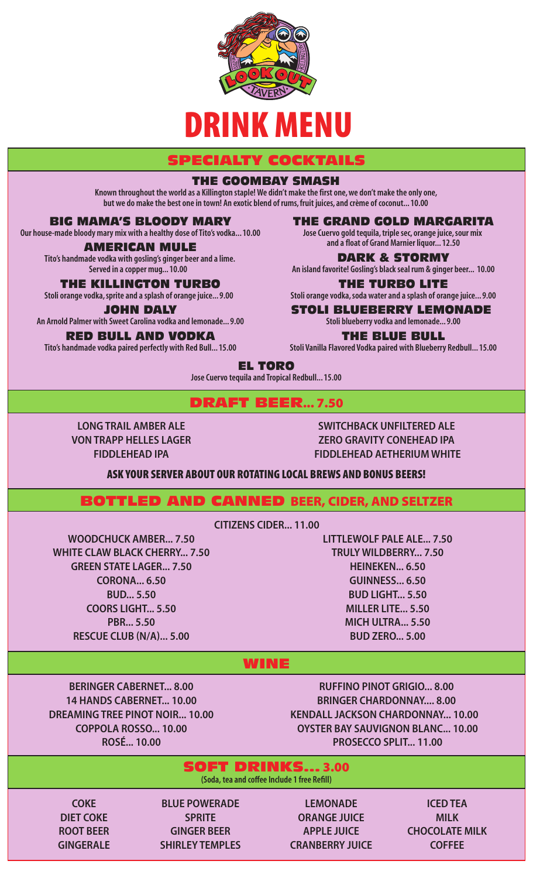# DRINK MENU

## SPECIALTY COCKTAILS

### THE GOOMBAY SMASH

Known throughout the world as a Killington staple! We didn't make the first one, we don't make the only one, but we do make the best one in town! An exotic blend of rums, fruit juices, and crème of coconut... 10.00

### BIG MAMA'S BLOODY MARY

Our house-made bloody mary mix with a healthy dose of Tito's vodka... 10.00

### AMERICAN MULE

Tito's handmade vodka with gosling's ginger beer and a lime. Served in a copper mug... 10.00

### THE KILLINGTON TURBO

Stoli orange vodka, sprite and a splash of orange juice... 9.00

### JOHN DALY

An Arnold Palmer with Sweet Carolina vodka and lemonade... 9.00

### RED BULL AND VODKA

Tito's handmade vodka paired perfectly with Red Bull... 15.00

### THE GRAND GOLD MARGARITA

Jose Cuervo gold tequila, triple sec, orange juice, sour mix and a float of Grand Marnier liquor... 12.50

### DARK & STORMY

An island favorite! Gosling's black seal rum & ginger beer... 10.00

### THE TURBO LITE

Stoli orange vodka, soda water and a splash of orange juice... 9.00

### STOLI BLUEBERRY LEMONADE

Stoli blueberry vodka and lemonade... 9.00

### THE BLUE BULL

Stoli Vanilla Flavored Vodka paired with Blueberry Redbull... 15.00

### EL TORO

Jose Cuervo tequila and Tropical Redbull... 15.00

## DRAFT BEER... 7.50

LONG TRAIL AMBER ALE
VON TRAPP HELLES LAGER
FIDDLEHEAD IPA
SWITCHBACK UNFILTERED ALE
ZERO GRAVITY CONEHEAD IPA
FIDDLEHEAD AETHERIUM WHITE

ASK YOUR SERVER ABOUT OUR ROTATING LOCAL BREWS AND BONUS BEERS!

## BOTTLED AND CANNED BEER, CIDER, AND SELTZER

CITIZENS CIDER... 11.00

WOODCHUCK AMBER... 7.50
WHITE CLAW BLACK CHERRY... 7.50
GREEN STATE LAGER... 7.50
CORONA... 6.50
BUD... 5.50
COORS LIGHT... 5.50
PBR... 5.50
RESCUE CLUB (N/A)... 5.00
LITTLEWOLF PALE ALE... 7.50
TRULY WILDBERRY... 7.50
HEINEKEN... 6.50
GUINNESS... 6.50
BUD LIGHT... 5.50
MILLER LITE... 5.50
MICH ULTRA... 5.50
BUD ZERO... 5.00

## WINE

BERINGER CABERNET... 8.00
14 HANDS CABERNET... 10.00
DREAMING TREE PINOT NOIR... 10.00
COPPOLA ROSSO... 10.00
ROSÉ... 10.00
RUFFINO PINOT GRIGIO... 8.00
BRINGER CHARDONNAY.... 8.00
KENDALL JACKSON CHARDONNAY... 10.00
OYSTER BAY SAUVIGNON BLANC... 10.00
PROSECCO SPLIT... 11.00

## SOFT DRINKS... 3.00

(Soda, tea and coffee Include 1 free Refill)

COKE
DIET COKE
ROOT BEER
GINGERALE
BLUE POWERADE
SPRITE
GINGER BEER
SHIRLEY TEMPLES
LEMONADE
ORANGE JUICE
APPLE JUICE
CRANBERRY JUICE
ICED TEA
MILK
CHOCOLATE MILK
COFFEE